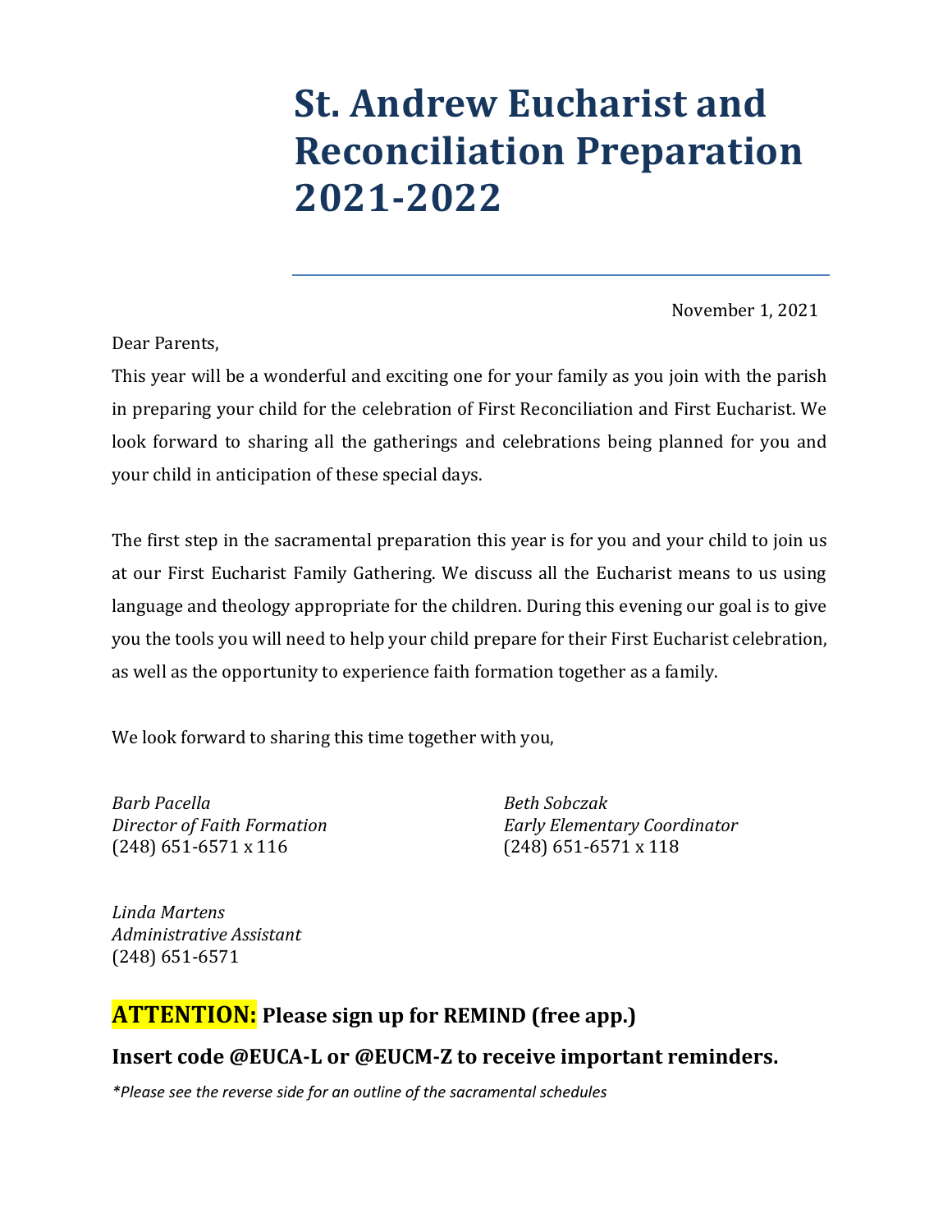# St. Andrew Eucharist and Reconciliation Preparation 2021-2022

November 1, 2021

Dear Parents,

This year will be a wonderful and exciting one for your family as you join with the parish in preparing your child for the celebration of First Reconciliation and First Eucharist. We look forward to sharing all the gatherings and celebrations being planned for you and your child in anticipation of these special days.

The first step in the sacramental preparation this year is for you and your child to join us at our First Eucharist Family Gathering. We discuss all the Eucharist means to us using language and theology appropriate for the children. During this evening our goal is to give you the tools you will need to help your child prepare for their First Eucharist celebration, as well as the opportunity to experience faith formation together as a family.

We look forward to sharing this time together with you,

*Barb Pacella*
*Director of Faith Formation*
(248) 651-6571 x 116

*Beth Sobczak*
*Early Elementary Coordinator*
(248) 651-6571 x 118

*Linda Martens*
*Administrative Assistant*
(248) 651-6571

**ATTENTION: Please sign up for REMIND (free app.)**

**Insert code @EUCA-L or @EUCM-Z to receive important reminders.**

*\*Please see the reverse side for an outline of the sacramental schedules*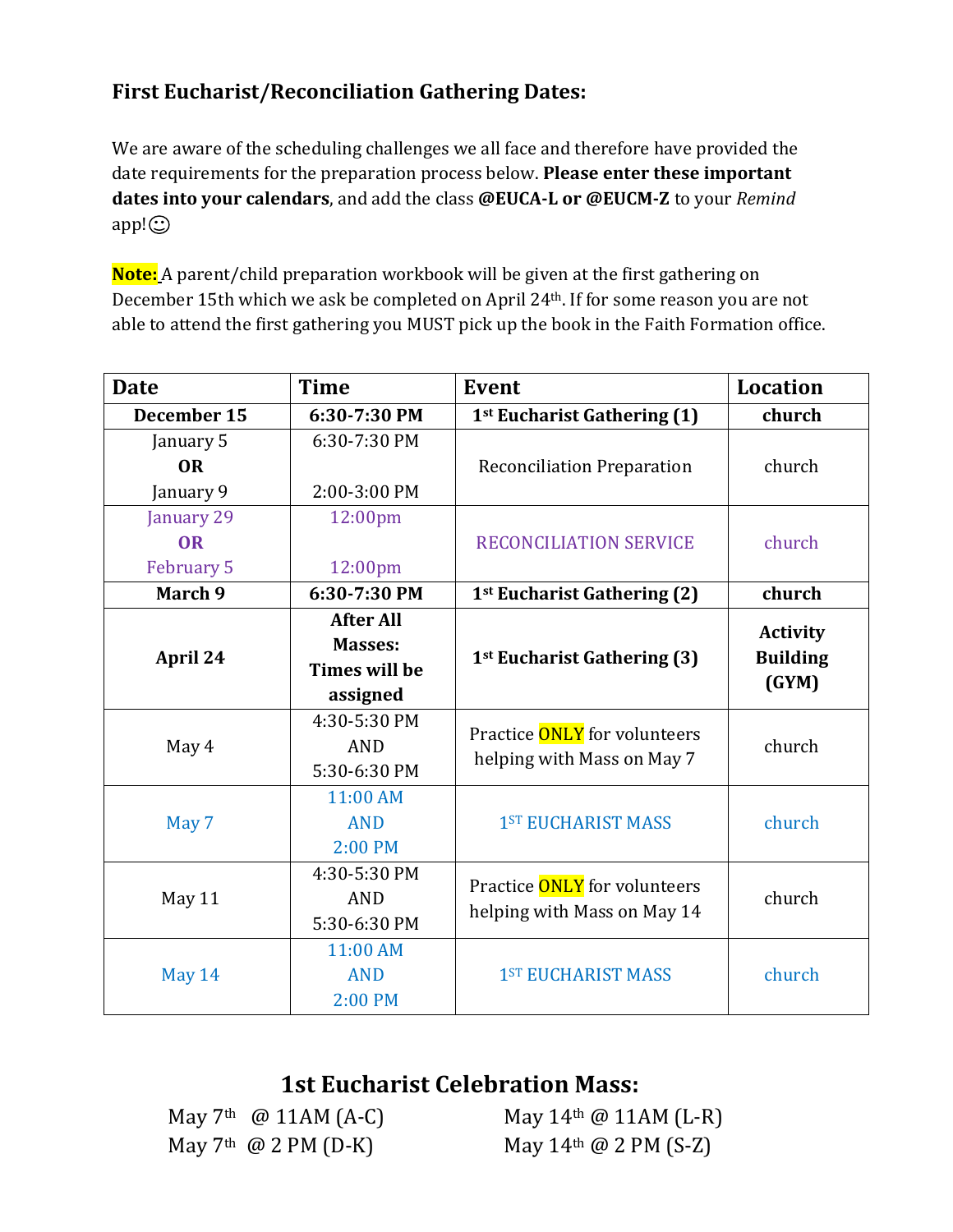### First Eucharist/Reconciliation Gathering Dates:

We are aware of the scheduling challenges we all face and therefore have provided the date requirements for the preparation process below. **Please enter these important dates into your calendars**, and add the class **@EUCA-L or @EUCM-Z** to your *Remind* app!☺

**Note:** A parent/child preparation workbook will be given at the first gathering on December 15th which we ask be completed on April 24th. If for some reason you are not able to attend the first gathering you MUST pick up the book in the Faith Formation office.

| Date | Time | Event | Location |
|---|---|---|---|
| **December 15** | **6:30-7:30 PM** | **1st Eucharist Gathering (1)** | **church** |
| January 5 **OR** January 9 | 6:30-7:30 PM<br>2:00-3:00 PM | Reconciliation Preparation | church |
| January 29 **OR** February 5 | 12:00pm<br>12:00pm | RECONCILIATION SERVICE | church |
| **March 9** | **6:30-7:30 PM** | **1st Eucharist Gathering (2)** | **church** |
| **April 24** | **After All Masses: Times will be assigned** | **1st Eucharist Gathering (3)** | **Activity Building (GYM)** |
| May 4 | 4:30-5:30 PM AND 5:30-6:30 PM | Practice ONLY for volunteers helping with Mass on May 7 | church |
| May 7 | 11:00 AM AND 2:00 PM | 1ST EUCHARIST MASS | church |
| May 11 | 4:30-5:30 PM AND 5:30-6:30 PM | Practice ONLY for volunteers helping with Mass on May 14 | church |
| May 14 | 11:00 AM AND 2:00 PM | 1ST EUCHARIST MASS | church |

## 1st Eucharist Celebration Mass:

May 7th @ 11AM (A-C)
May 7th @ 2 PM (D-K)
May 14th @ 11AM (L-R)
May 14th @ 2 PM (S-Z)